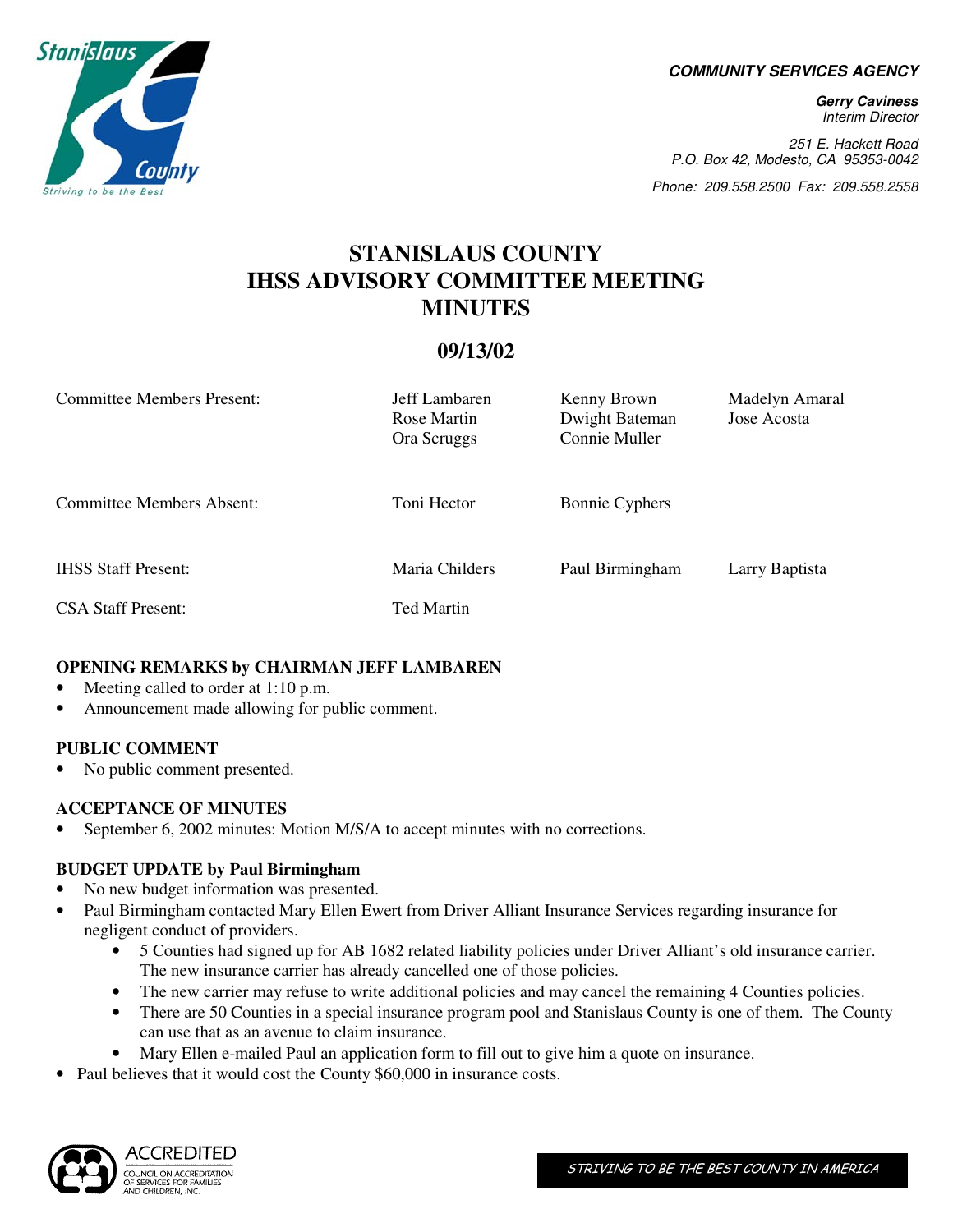**COMMUNITY SERVICES AGENCY**

**Gerry Caviness**
*Interim Director*

*251 E. Hackett Road*
*P.O. Box 42, Modesto, CA 95353-0042*

*Phone: 209.558.2500 Fax: 209.558.2558*

# STANISLAUS COUNTY IHSS ADVISORY COMMITTEE MEETING MINUTES

## 09/13/02

| | | | |
|---|---|---|---|
| Committee Members Present: | Jeff Lambaren<br>Rose Martin<br>Ora Scruggs | Kenny Brown<br>Dwight Bateman<br>Connie Muller | Madelyn Amaral<br>Jose Acosta |
| Committee Members Absent: | Toni Hector | Bonnie Cyphers | |
| IHSS Staff Present: | Maria Childers | Paul Birmingham | Larry Baptista |
| CSA Staff Present: | Ted Martin | | |

### OPENING REMARKS by CHAIRMAN JEFF LAMBAREN

- Meeting called to order at 1:10 p.m.
- Announcement made allowing for public comment.

### PUBLIC COMMENT

- No public comment presented.

### ACCEPTANCE OF MINUTES

- September 6, 2002 minutes: Motion M/S/A to accept minutes with no corrections.

### BUDGET UPDATE by Paul Birmingham

- No new budget information was presented.
- Paul Birmingham contacted Mary Ellen Ewert from Driver Alliant Insurance Services regarding insurance for negligent conduct of providers.
  - 5 Counties had signed up for AB 1682 related liability policies under Driver Alliant's old insurance carrier. The new insurance carrier has already cancelled one of those policies.
  - The new carrier may refuse to write additional policies and may cancel the remaining 4 Counties policies.
  - There are 50 Counties in a special insurance program pool and Stanislaus County is one of them. The County can use that as an avenue to claim insurance.
  - Mary Ellen e-mailed Paul an application form to fill out to give him a quote on insurance.
- Paul believes that it would cost the County $60,000 in insurance costs.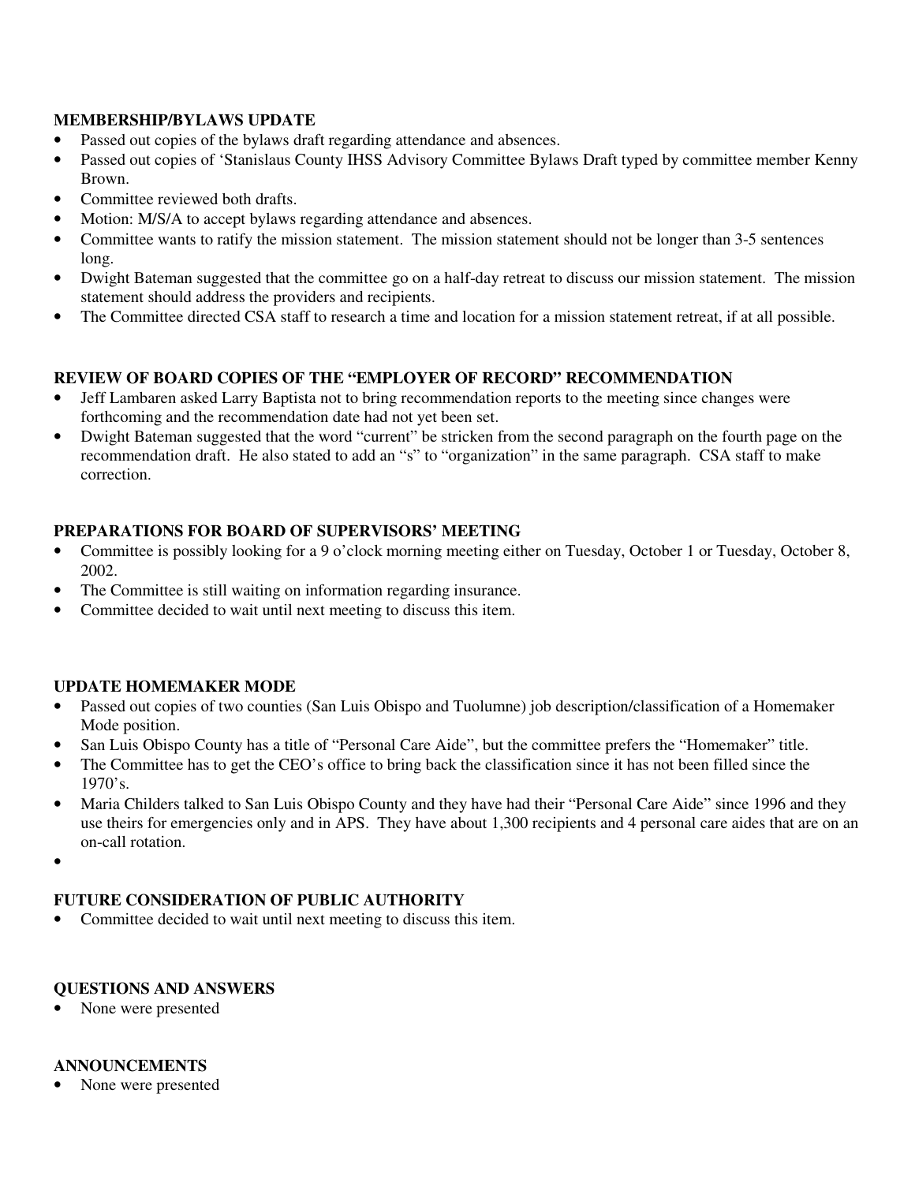**MEMBERSHIP/BYLAWS UPDATE**

- Passed out copies of the bylaws draft regarding attendance and absences.
- Passed out copies of 'Stanislaus County IHSS Advisory Committee Bylaws Draft typed by committee member Kenny Brown.
- Committee reviewed both drafts.
- Motion: M/S/A to accept bylaws regarding attendance and absences.
- Committee wants to ratify the mission statement. The mission statement should not be longer than 3-5 sentences long.
- Dwight Bateman suggested that the committee go on a half-day retreat to discuss our mission statement. The mission statement should address the providers and recipients.
- The Committee directed CSA staff to research a time and location for a mission statement retreat, if at all possible.

**REVIEW OF BOARD COPIES OF THE "EMPLOYER OF RECORD" RECOMMENDATION**

- Jeff Lambaren asked Larry Baptista not to bring recommendation reports to the meeting since changes were forthcoming and the recommendation date had not yet been set.
- Dwight Bateman suggested that the word "current" be stricken from the second paragraph on the fourth page on the recommendation draft. He also stated to add an "s" to "organization" in the same paragraph. CSA staff to make correction.

**PREPARATIONS FOR BOARD OF SUPERVISORS' MEETING**

- Committee is possibly looking for a 9 o'clock morning meeting either on Tuesday, October 1 or Tuesday, October 8, 2002.
- The Committee is still waiting on information regarding insurance.
- Committee decided to wait until next meeting to discuss this item.

**UPDATE HOMEMAKER MODE**

- Passed out copies of two counties (San Luis Obispo and Tuolumne) job description/classification of a Homemaker Mode position.
- San Luis Obispo County has a title of "Personal Care Aide", but the committee prefers the "Homemaker" title.
- The Committee has to get the CEO's office to bring back the classification since it has not been filled since the 1970's.
- Maria Childers talked to San Luis Obispo County and they have had their "Personal Care Aide" since 1996 and they use theirs for emergencies only and in APS. They have about 1,300 recipients and 4 personal care aides that are on an on-call rotation.
-

**FUTURE CONSIDERATION OF PUBLIC AUTHORITY**

- Committee decided to wait until next meeting to discuss this item.

**QUESTIONS AND ANSWERS**

- None were presented

**ANNOUNCEMENTS**

- None were presented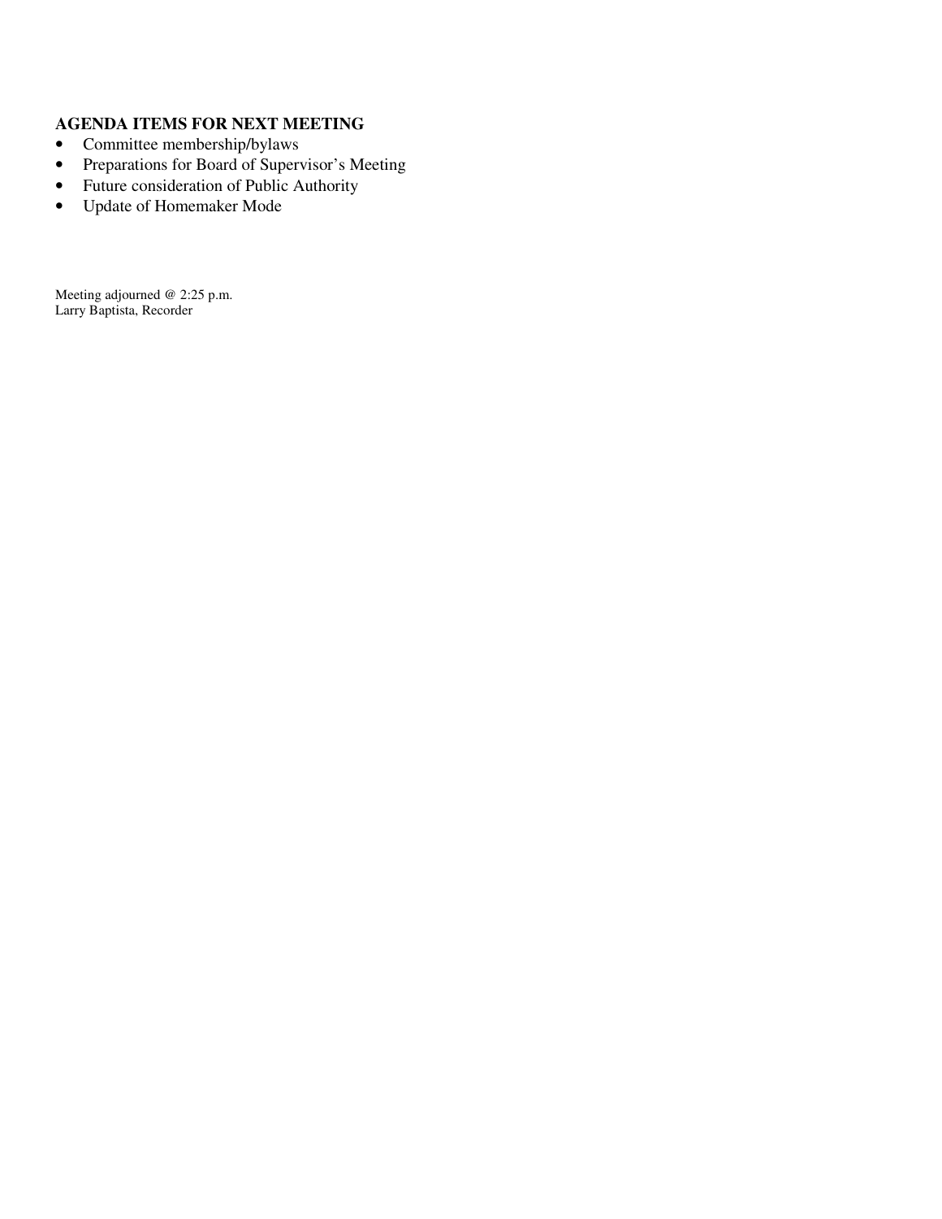**AGENDA ITEMS FOR NEXT MEETING**

- Committee membership/bylaws
- Preparations for Board of Supervisor's Meeting
- Future consideration of Public Authority
- Update of Homemaker Mode

Meeting adjourned @ 2:25 p.m.
Larry Baptista, Recorder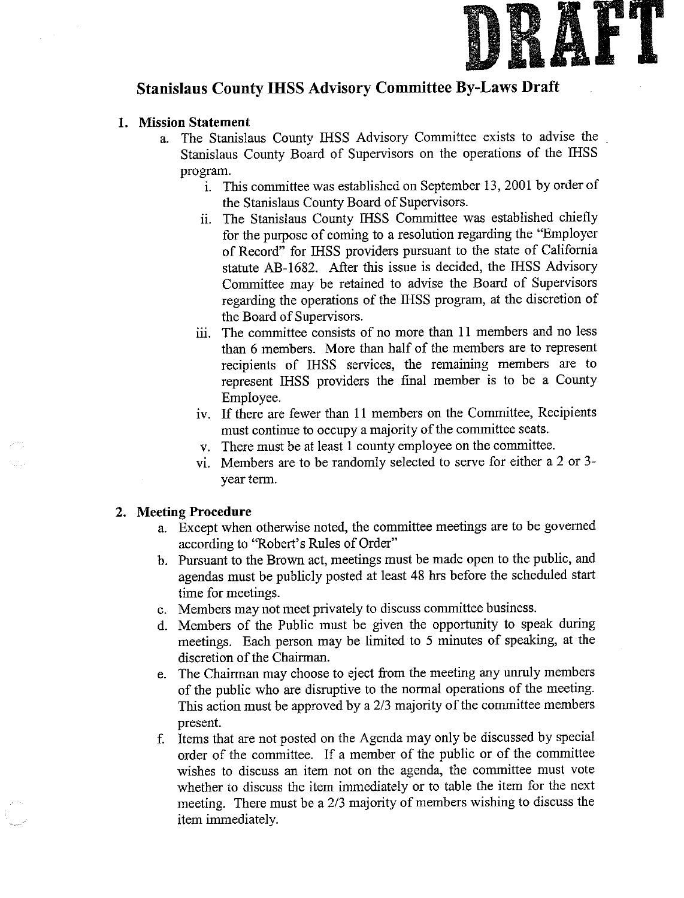DRAFT

# Stanislaus County IHSS Advisory Committee By-Laws Draft

1. **Mission Statement**
   a. The Stanislaus County IHSS Advisory Committee exists to advise the Stanislaus County Board of Supervisors on the operations of the IHSS program.
      i. This committee was established on September 13, 2001 by order of the Stanislaus County Board of Supervisors.
      ii. The Stanislaus County IHSS Committee was established chiefly for the purpose of coming to a resolution regarding the "Employer of Record" for IHSS providers pursuant to the state of California statute AB-1682. After this issue is decided, the IHSS Advisory Committee may be retained to advise the Board of Supervisors regarding the operations of the IHSS program, at the discretion of the Board of Supervisors.
      iii. The committee consists of no more than 11 members and no less than 6 members. More than half of the members are to represent recipients of IHSS services, the remaining members are to represent IHSS providers the final member is to be a County Employee.
      iv. If there are fewer than 11 members on the Committee, Recipients must continue to occupy a majority of the committee seats.
      v. There must be at least 1 county employee on the committee.
      vi. Members are to be randomly selected to serve for either a 2 or 3-year term.

2. **Meeting Procedure**
   a. Except when otherwise noted, the committee meetings are to be governed according to "Robert's Rules of Order"
   b. Pursuant to the Brown act, meetings must be made open to the public, and agendas must be publicly posted at least 48 hrs before the scheduled start time for meetings.
   c. Members may not meet privately to discuss committee business.
   d. Members of the Public must be given the opportunity to speak during meetings. Each person may be limited to 5 minutes of speaking, at the discretion of the Chairman.
   e. The Chairman may choose to eject from the meeting any unruly members of the public who are disruptive to the normal operations of the meeting. This action must be approved by a 2/3 majority of the committee members present.
   f. Items that are not posted on the Agenda may only be discussed by special order of the committee. If a member of the public or of the committee wishes to discuss an item not on the agenda, the committee must vote whether to discuss the item immediately or to table the item for the next meeting. There must be a 2/3 majority of members wishing to discuss the item immediately.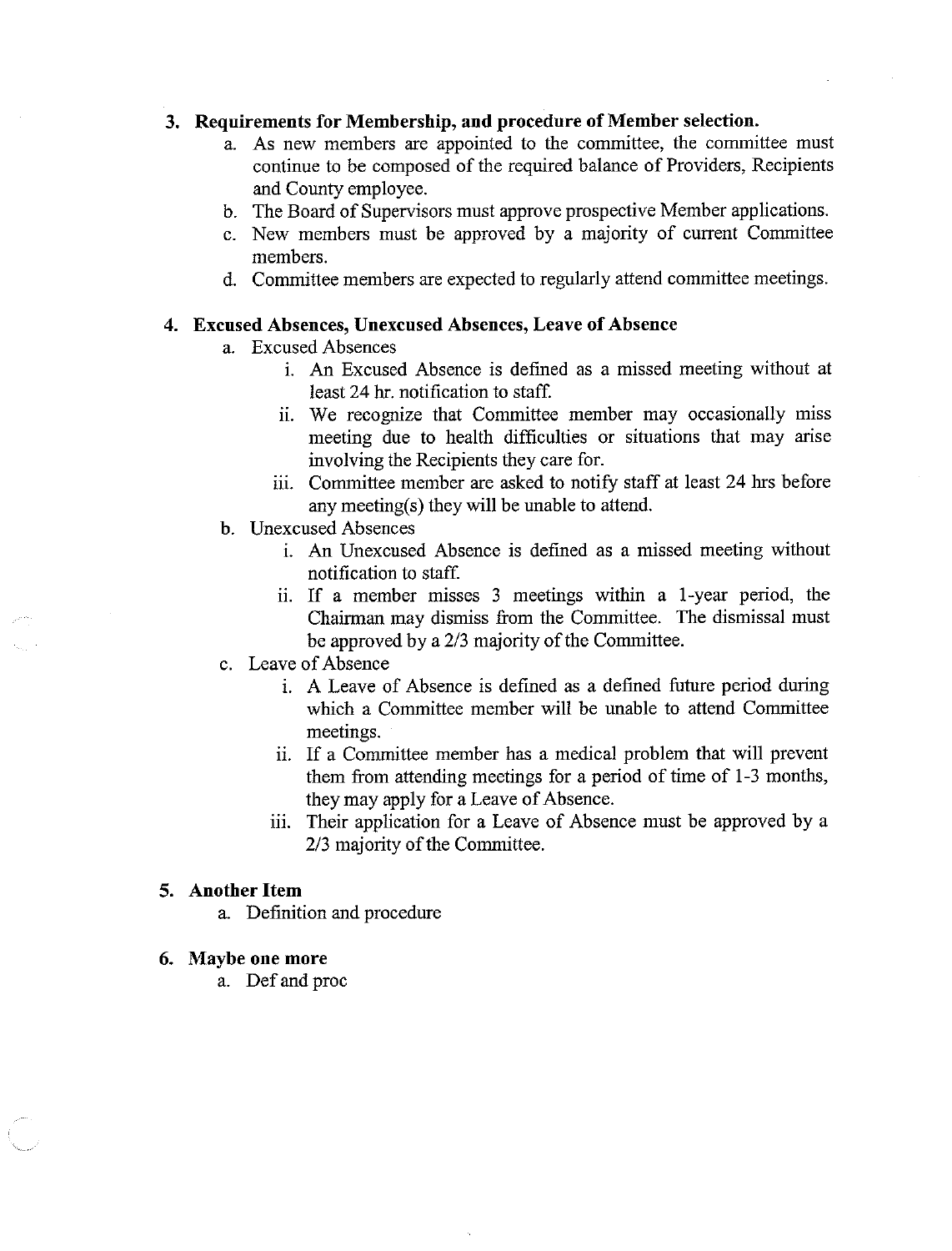3. **Requirements for Membership, and procedure of Member selection.**
    a. As new members are appointed to the committee, the committee must continue to be composed of the required balance of Providers, Recipients and County employee.
    b. The Board of Supervisors must approve prospective Member applications.
    c. New members must be approved by a majority of current Committee members.
    d. Committee members are expected to regularly attend committee meetings.

4. **Excused Absences, Unexcused Absences, Leave of Absence**
    a. Excused Absences
        i. An Excused Absence is defined as a missed meeting without at least 24 hr. notification to staff.
        ii. We recognize that Committee member may occasionally miss meeting due to health difficulties or situations that may arise involving the Recipients they care for.
        iii. Committee member are asked to notify staff at least 24 hrs before any meeting(s) they will be unable to attend.
    b. Unexcused Absences
        i. An Unexcused Absence is defined as a missed meeting without notification to staff.
        ii. If a member misses 3 meetings within a 1-year period, the Chairman may dismiss from the Committee. The dismissal must be approved by a 2/3 majority of the Committee.
    c. Leave of Absence
        i. A Leave of Absence is defined as a defined future period during which a Committee member will be unable to attend Committee meetings.
        ii. If a Committee member has a medical problem that will prevent them from attending meetings for a period of time of 1-3 months, they may apply for a Leave of Absence.
        iii. Their application for a Leave of Absence must be approved by a 2/3 majority of the Committee.

5. **Another Item**
    a. Definition and procedure

6. **Maybe one more**
    a. Def and proc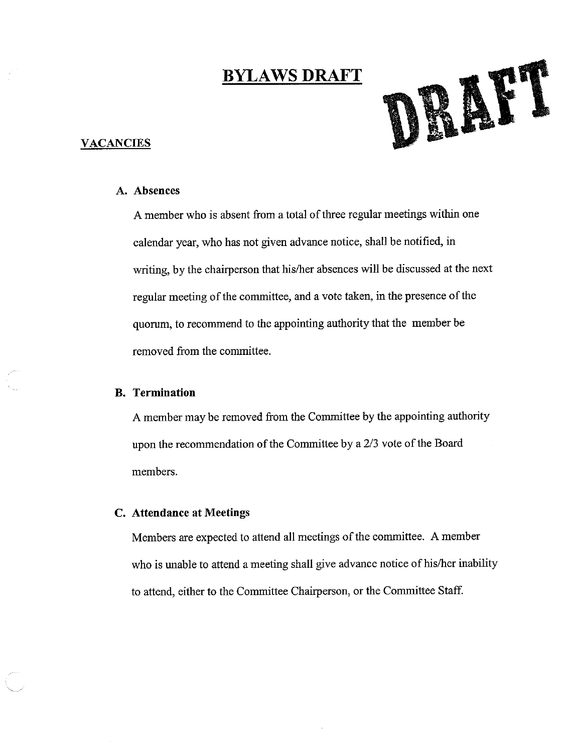# BYLAWS DRAFT

DRAFT

## VACANCIES

### A. Absences

A member who is absent from a total of three regular meetings within one calendar year, who has not given advance notice, shall be notified, in writing, by the chairperson that his/her absences will be discussed at the next regular meeting of the committee, and a vote taken, in the presence of the quorum, to recommend to the appointing authority that the member be removed from the committee.

### B. Termination

A member may be removed from the Committee by the appointing authority upon the recommendation of the Committee by a 2/3 vote of the Board members.

### C. Attendance at Meetings

Members are expected to attend all meetings of the committee. A member who is unable to attend a meeting shall give advance notice of his/her inability to attend, either to the Committee Chairperson, or the Committee Staff.